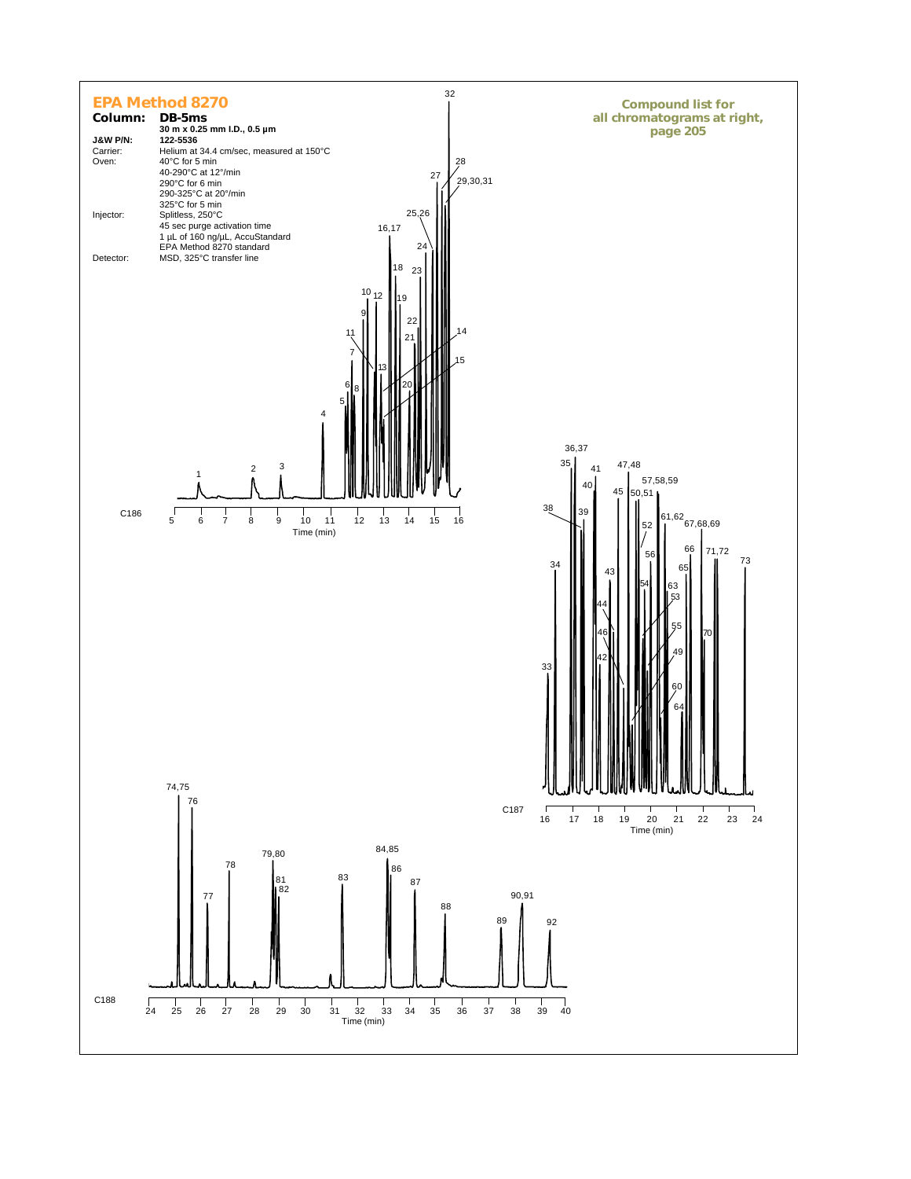# EPA Method 8270

**Column: DB-5ms**

**30 m x 0.25 mm I.D., 0.5 µm**

| | |
|---|---|
| **J&W P/N:** | **122-5536** |
| Carrier: | Helium at 34.4 cm/sec, measured at 150°C |
| Oven: | 40°C for 5 min<br>40-290°C at 12°/min<br>290°C for 6 min<br>290-325°C at 20°/min<br>325°C for 5 min |
| Injector: | Splitless, 250°C<br>45 sec purge activation time<br>1 µL of 160 ng/µL, AccuStandard<br>EPA Method 8270 standard |
| Detector: | MSD, 325°C transfer line |

**Compound list for all chromatograms at right, page 205**

C186

C187

C188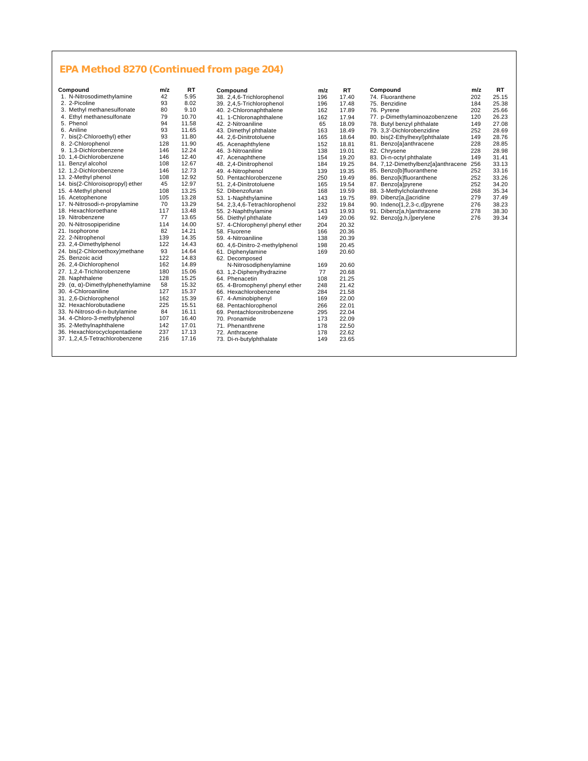## EPA Method 8270 (Continued from page 204)

| Compound | m/z | RT |
|---|---|---|
| 1. N-Nitrosodimethylamine | 42 | 5.95 |
| 2. 2-Picoline | 93 | 8.02 |
| 3. Methyl methanesulfonate | 80 | 9.10 |
| 4. Ethyl methanesulfonate | 79 | 10.70 |
| 5. Phenol | 94 | 11.58 |
| 6. Aniline | 93 | 11.65 |
| 7. bis(2-Chloroethyl) ether | 93 | 11.80 |
| 8. 2-Chlorophenol | 128 | 11.90 |
| 9. 1,3-Dichlorobenzene | 146 | 12.24 |
| 10. 1,4-Dichlorobenzene | 146 | 12.40 |
| 11. Benzyl alcohol | 108 | 12.67 |
| 12. 1,2-Dichlorobenzene | 146 | 12.73 |
| 13. 2-Methyl phenol | 108 | 12.92 |
| 14. bis(2-Chloroisopropyl) ether | 45 | 12.97 |
| 15. 4-Methyl phenol | 108 | 13.25 |
| 16. Acetophenone | 105 | 13.28 |
| 17. N-Nitrosodi-n-propylamine | 70 | 13.29 |
| 18. Hexachloroethane | 117 | 13.48 |
| 19. Nitrobenzene | 77 | 13.65 |
| 20. N-Nitrosopiperidine | 114 | 14.00 |
| 21. Isophorone | 82 | 14.21 |
| 22. 2-Nitrophenol | 139 | 14.35 |
| 23. 2,4-Dimethylphenol | 122 | 14.43 |
| 24. bis(2-Chloroethoxy)methane | 93 | 14.64 |
| 25. Benzoic acid | 122 | 14.83 |
| 26. 2,4-Dichlorophenol | 162 | 14.89 |
| 27. 1,2,4-Trichlorobenzene | 180 | 15.06 |
| 28. Naphthalene | 128 | 15.25 |
| 29. ($\alpha$, $\alpha$)-Dimethylphenethylamine | 58 | 15.32 |
| 30. 4-Chloroaniline | 127 | 15.37 |
| 31. 2,6-Dichlorophenol | 162 | 15.39 |
| 32. Hexachlorobutadiene | 225 | 15.51 |
| 33. N-Nitroso-di-n-butylamine | 84 | 16.11 |
| 34. 4-Chloro-3-methylphenol | 107 | 16.40 |
| 35. 2-Methylnaphthalene | 142 | 17.01 |
| 36. Hexachlorocyclopentadiene | 237 | 17.13 |
| 37. 1,2,4,5-Tetrachlorobenzene | 216 | 17.16 |
| 38. 2,4,6-Trichlorophenol | 196 | 17.40 |
| 39. 2,4,5-Trichlorophenol | 196 | 17.48 |
| 40. 2-Chloronaphthalene | 162 | 17.89 |
| 41. 1-Chloronaphthalene | 162 | 17.94 |
| 42. 2-Nitroaniline | 65 | 18.09 |
| 43. Dimethyl phthalate | 163 | 18.49 |
| 44. 2,6-Dinitrotoluene | 165 | 18.64 |
| 45. Acenaphthylene | 152 | 18.81 |
| 46. 3-Nitroaniline | 138 | 19.01 |
| 47. Acenaphthene | 154 | 19.20 |
| 48. 2,4-Dinitrophenol | 184 | 19.25 |
| 49. 4-Nitrophenol | 139 | 19.35 |
| 50. Pentachlorobenzene | 250 | 19.49 |
| 51. 2,4-Dinitrotoluene | 165 | 19.54 |
| 52. Dibenzofuran | 168 | 19.59 |
| 53. 1-Naphthylamine | 143 | 19.75 |
| 54. 2,3,4,6-Tetrachlorophenol | 232 | 19.84 |
| 55. 2-Naphthylamine | 143 | 19.93 |
| 56. Diethyl phthalate | 149 | 20.06 |
| 57. 4-Chlorophenyl phenyl ether | 204 | 20.32 |
| 58. Fluorene | 166 | 20.36 |
| 59. 4-Nitroaniline | 138 | 20.39 |
| 60. 4,6-Dinitro-2-methylphenol | 198 | 20.45 |
| 61. Diphenylamine | 169 | 20.60 |
| 62. Decomposed N-Nitrosodiphenylamine | 169 | 20.60 |
| 63. 1,2-Diphenylhydrazine | 77 | 20.68 |
| 64. Phenacetin | 108 | 21.25 |
| 65. 4-Bromophenyl phenyl ether | 248 | 21.42 |
| 66. Hexachlorobenzene | 284 | 21.58 |
| 67. 4-Aminobiphenyl | 169 | 22.00 |
| 68. Pentachlorophenol | 266 | 22.01 |
| 69. Pentachloronitrobenzene | 295 | 22.04 |
| 70. Pronamide | 173 | 22.09 |
| 71. Phenanthrene | 178 | 22.50 |
| 72. Anthracene | 178 | 22.62 |
| 73. Di-n-butylphthalate | 149 | 23.65 |
| 74. Fluoranthene | 202 | 25.15 |
| 75. Benzidine | 184 | 25.38 |
| 76. Pyrene | 202 | 25.66 |
| 77. p-Dimethylaminoazobenzene | 120 | 26.23 |
| 78. Butyl benzyl phthalate | 149 | 27.08 |
| 79. 3,3'-Dichlorobenzidine | 252 | 28.69 |
| 80. bis(2-Ethylhexyl)phthalate | 149 | 28.76 |
| 81. Benzo[a]anthracene | 228 | 28.85 |
| 82. Chrysene | 228 | 28.98 |
| 83. Di-n-octyl phthalate | 149 | 31.41 |
| 84. 7,12-Dimethylbenz[a]anthracene | 256 | 33.13 |
| 85. Benzo[b]fluoranthene | 252 | 33.16 |
| 86. Benzo[k]fluoranthene | 252 | 33.26 |
| 87. Benzo[a]pyrene | 252 | 34.20 |
| 88. 3-Methylcholanthrene | 268 | 35.34 |
| 89. Dibenz[a,j]acridine | 279 | 37.49 |
| 90. Indeno[1,2,3-c,d]pyrene | 276 | 38.23 |
| 91. Dibenz[a,h]anthracene | 278 | 38.30 |
| 92. Benzo[g,h,i]perylene | 276 | 39.34 |